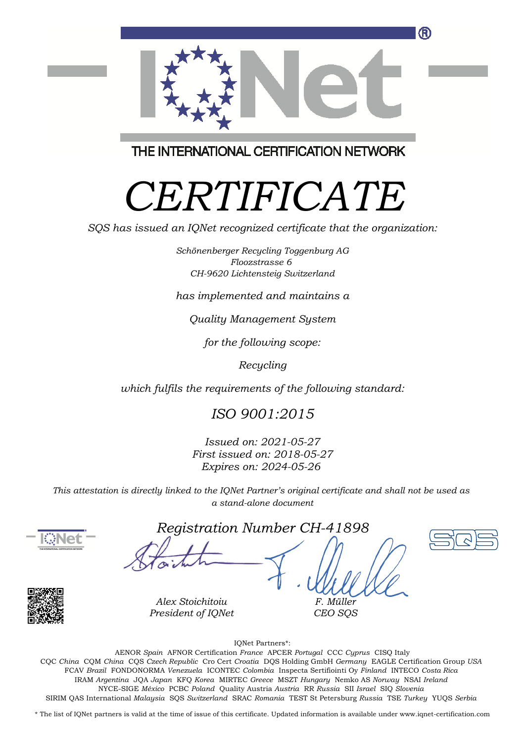THE INTERNATIONAL CERTIFICATION NETWORK

# *CERTIFICATE*

*SQS has issued an IQNet recognized certificate that the organization:*

*Schönenberger Recycling Toggenburg AG*
*Floozstrasse 6*
*CH-9620 Lichtensteig Switzerland*

*has implemented and maintains a*

*Quality Management System*

*for the following scope:*

*Recycling*

*which fulfils the requirements of the following standard:*

## *ISO 9001:2015*

*Issued on: 2021-05-27*
*First issued on: 2018-05-27*
*Expires on: 2024-05-26*

*This attestation is directly linked to the IQNet Partner's original certificate and shall not be used as a stand-alone document*

*Registration Number CH-41898*

*Alex Stoichitoiu*
*President of IQNet*

*F. Müller*
*CEO SQS*

IQNet Partners*:

AENOR *Spain* AFNOR Certification *France* APCER *Portugal* CCC *Cyprus* CISQ Italy
CQC *China* CQM *China* CQS *Czech Republic* Cro Cert *Croatia* DQS Holding GmbH *Germany* EAGLE Certification Group *USA*
FCAV *Brazil* FONDONORMA *Venezuela* ICONTEC *Colombia* Inspecta Sertifiointi Oy *Finland* INTECO *Costa Rica*
IRAM *Argentina* JQA *Japan* KFQ *Korea* MIRTEC *Greece* MSZT *Hungary* Nemko AS *Norway* NSAI *Ireland*
NYCE-SIGE *México* PCBC *Poland* Quality Austria *Austria* RR *Russia* SII *Israel* SIQ *Slovenia*
SIRIM QAS International *Malaysia* SQS *Switzerland* SRAC *Romania* TEST St Petersburg *Russia* TSE *Turkey* YUQS *Serbia*

* The list of IQNet partners is valid at the time of issue of this certificate. Updated information is available under www.iqnet-certification.com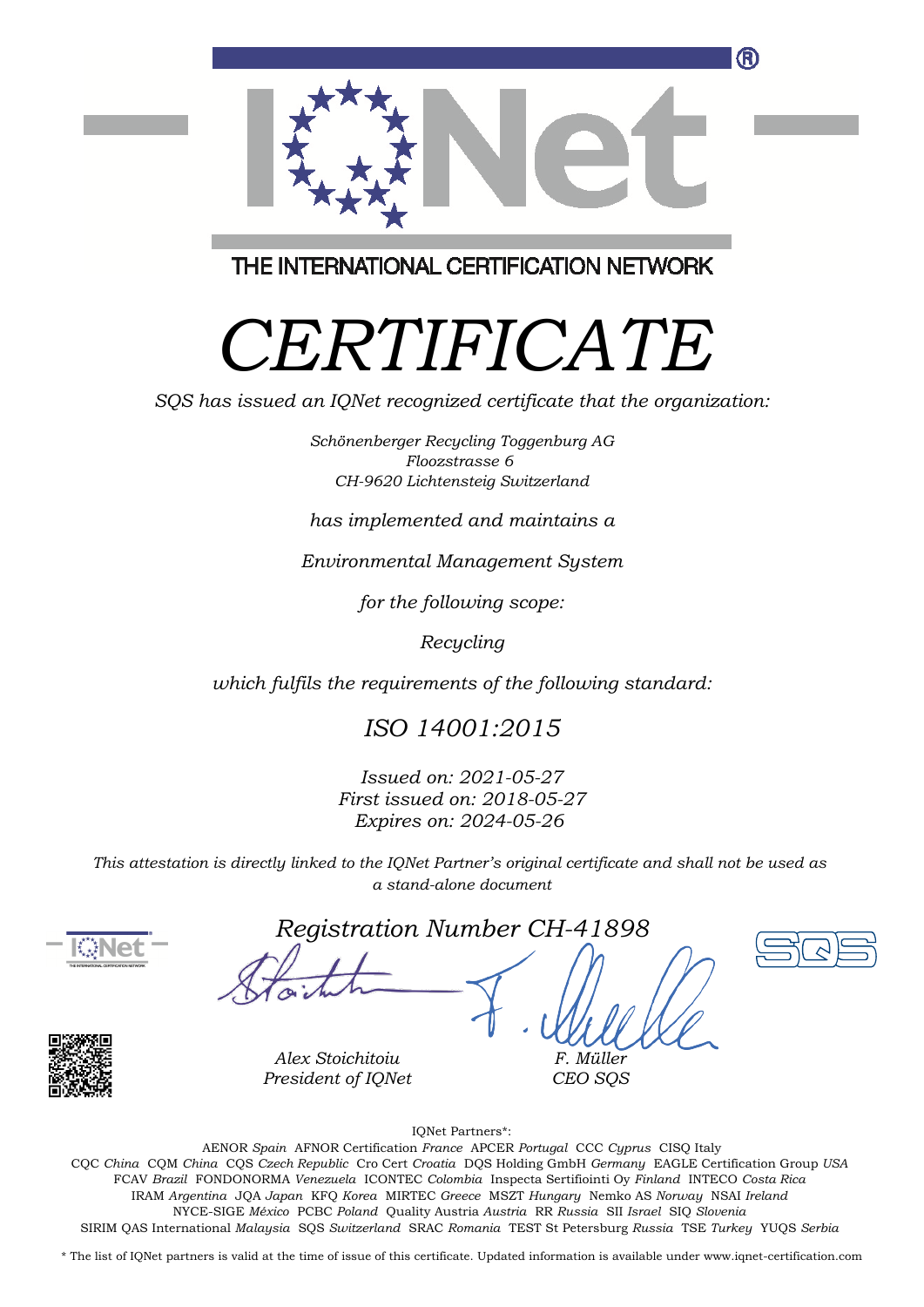IQNet

THE INTERNATIONAL CERTIFICATION NETWORK

# *CERTIFICATE*

*SQS has issued an IQNet recognized certificate that the organization:*

*Schönenberger Recycling Toggenburg AG*
*Floozstrasse 6*
*CH-9620 Lichtensteig Switzerland*

*has implemented and maintains a*

*Environmental Management System*

*for the following scope:*

*Recycling*

*which fulfils the requirements of the following standard:*

## *ISO 14001:2015*

*Issued on: 2021-05-27*
*First issued on: 2018-05-27*
*Expires on: 2024-05-26*

*This attestation is directly linked to the IQNet Partner's original certificate and shall not be used as a stand-alone document*

*Registration Number CH-41898*

*Alex Stoichitoiu*
*President of IQNet*

*F. Müller*
*CEO SQS*

IQNet Partners*:

AENOR *Spain* AFNOR Certification *France* APCER *Portugal* CCC *Cyprus* CISQ Italy
CQC *China* CQM *China* CQS *Czech Republic* Cro Cert *Croatia* DQS Holding GmbH *Germany* EAGLE Certification Group *USA*
FCAV *Brazil* FONDONORMA *Venezuela* ICONTEC *Colombia* Inspecta Sertifiointi Oy *Finland* INTECO *Costa Rica*
IRAM *Argentina* JQA *Japan* KFQ *Korea* MIRTEC *Greece* MSZT *Hungary* Nemko AS *Norway* NSAI *Ireland*
NYCE-SIGE *México* PCBC *Poland* Quality Austria *Austria* RR *Russia* SII *Israel* SIQ *Slovenia*
SIRIM QAS International *Malaysia* SQS *Switzerland* SRAC *Romania* TEST St Petersburg *Russia* TSE *Turkey* YUQS *Serbia*

* The list of IQNet partners is valid at the time of issue of this certificate. Updated information is available under www.iqnet-certification.com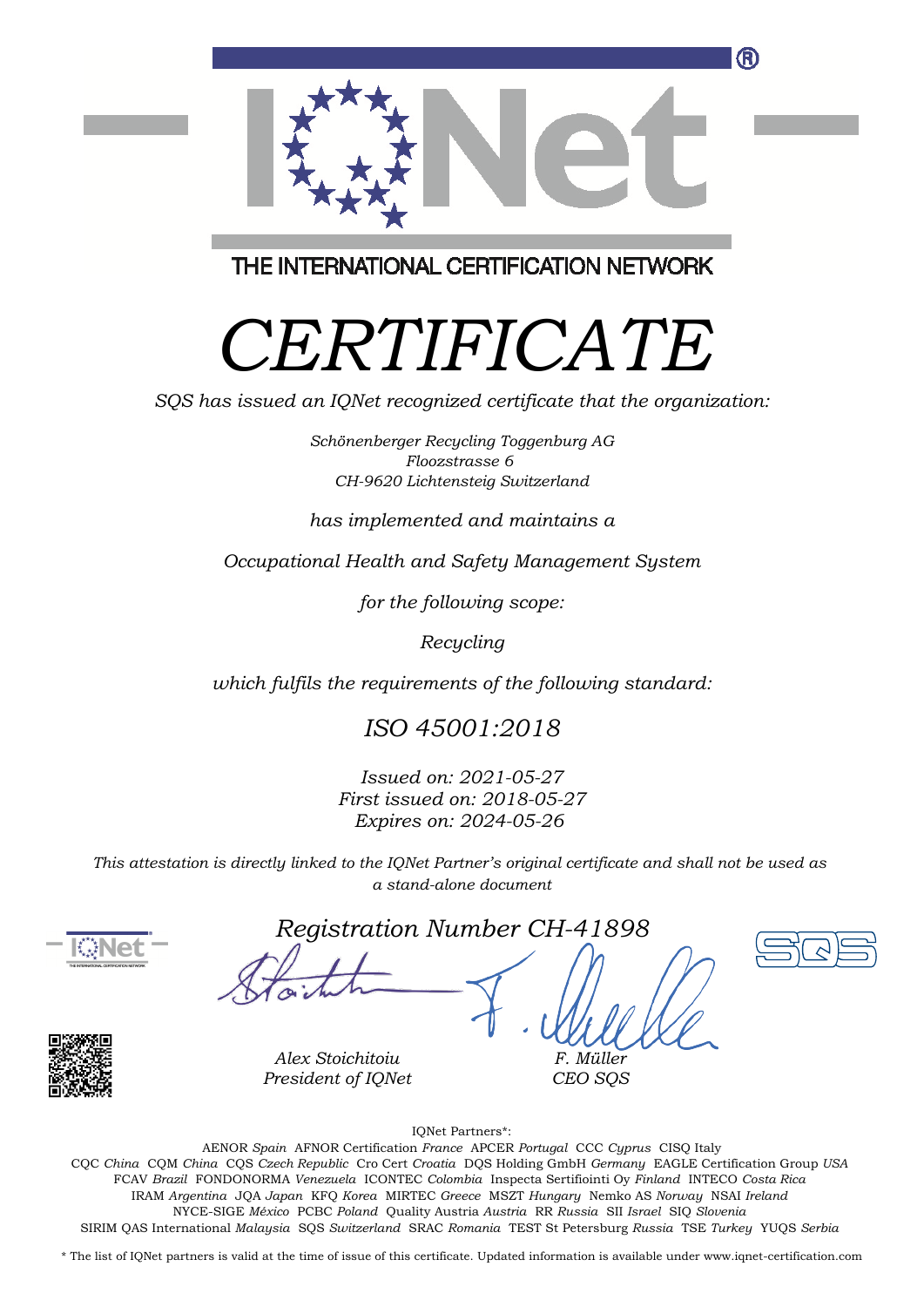THE INTERNATIONAL CERTIFICATION NETWORK

# *CERTIFICATE*

*SQS has issued an IQNet recognized certificate that the organization:*

*Schönenberger Recycling Toggenburg AG*
*Floozstrasse 6*
*CH-9620 Lichtensteig Switzerland*

*has implemented and maintains a*

*Occupational Health and Safety Management System*

*for the following scope:*

*Recycling*

*which fulfils the requirements of the following standard:*

## *ISO 45001:2018*

*Issued on: 2021-05-27*
*First issued on: 2018-05-27*
*Expires on: 2024-05-26*

*This attestation is directly linked to the IQNet Partner's original certificate and shall not be used as a stand-alone document*

*Registration Number CH-41898*

*Alex Stoichitoiu*
*President of IQNet*

*F. Müller*
*CEO SQS*

IQNet Partners*:

AENOR *Spain* AFNOR Certification *France* APCER *Portugal* CCC *Cyprus* CISQ Italy
CQC *China* CQM *China* CQS *Czech Republic* Cro Cert *Croatia* DQS Holding GmbH *Germany* EAGLE Certification Group *USA*
FCAV *Brazil* FONDONORMA *Venezuela* ICONTEC *Colombia* Inspecta Sertifiointi Oy *Finland* INTECO *Costa Rica*
IRAM *Argentina* JQA *Japan* KFQ *Korea* MIRTEC *Greece* MSZT *Hungary* Nemko AS *Norway* NSAI *Ireland*
NYCE-SIGE *México* PCBC *Poland* Quality Austria *Austria* RR *Russia* SII *Israel* SIQ *Slovenia*
SIRIM QAS International *Malaysia* SQS *Switzerland* SRAC *Romania* TEST St Petersburg *Russia* TSE *Turkey* YUQS *Serbia*

* The list of IQNet partners is valid at the time of issue of this certificate. Updated information is available under www.iqnet-certification.com